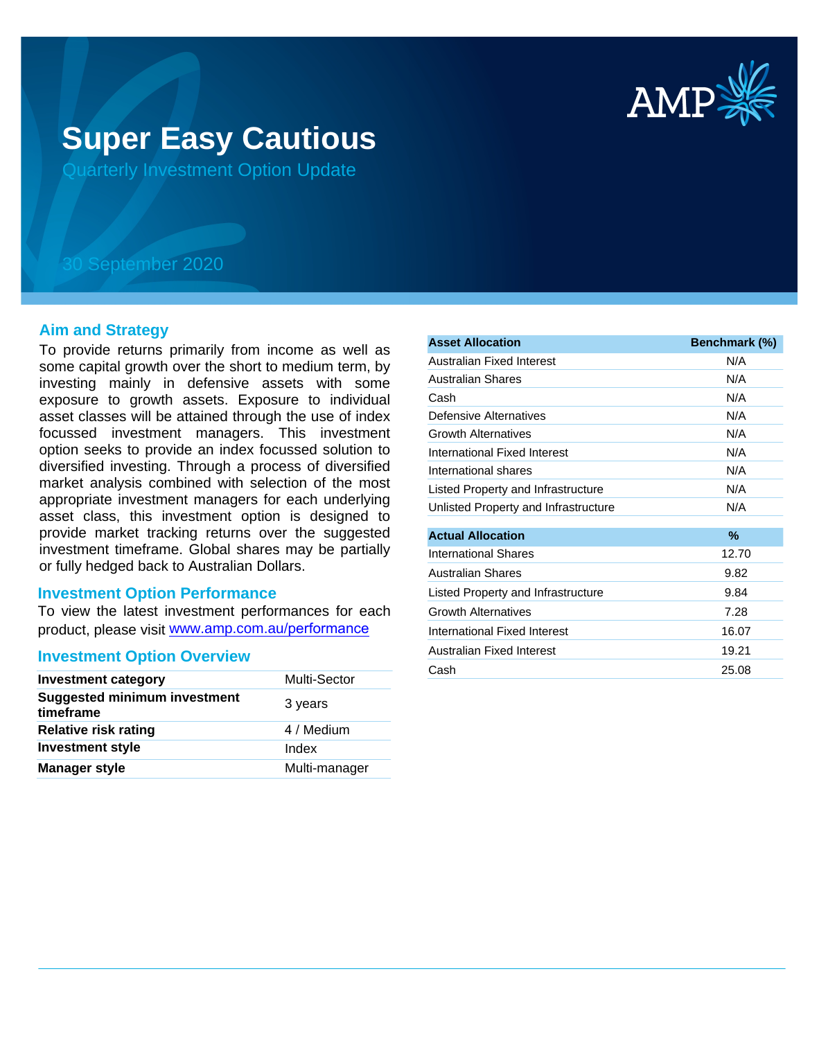# Super Easy Cautious

## Quarterly Investment Option Update

30 September 2020

## Aim and Strategy

To provide returns primarily from income as well as some capital growth over the short to medium term, by investing mainly in defensive assets with some exposure to growth assets. Exposure to individual asset classes will be attained through the use of index focussed investment managers. This investment option seeks to provide an index focussed solution to diversified investing. Through a process of diversified market analysis combined with selection of the most appropriate investment managers for each underlying asset class, this investment option is designed to provide market tracking returns over the suggested investment timeframe. Global shares may be partially or fully hedged back to Australian Dollars.

## Investment Option Performance

To view the latest investment performances for each product, please visit [www.amp.com.au/performance](http://www.amp.com.au/performance)

## Investment Option Overview

| | |
|---|---|
| **Investment category** | Multi-Sector |
| **Suggested minimum investment timeframe** | 3 years |
| **Relative risk rating** | 4 / Medium |
| **Investment style** | Index |
| **Manager style** | Multi-manager |

| Asset Allocation | Benchmark (%) |
|---|---|
| Australian Fixed Interest | N/A |
| Australian Shares | N/A |
| Cash | N/A |
| Defensive Alternatives | N/A |
| Growth Alternatives | N/A |
| International Fixed Interest | N/A |
| International shares | N/A |
| Listed Property and Infrastructure | N/A |
| Unlisted Property and Infrastructure | N/A |

| Actual Allocation | % |
|---|---|
| International Shares | 12.70 |
| Australian Shares | 9.82 |
| Listed Property and Infrastructure | 9.84 |
| Growth Alternatives | 7.28 |
| International Fixed Interest | 16.07 |
| Australian Fixed Interest | 19.21 |
| Cash | 25.08 |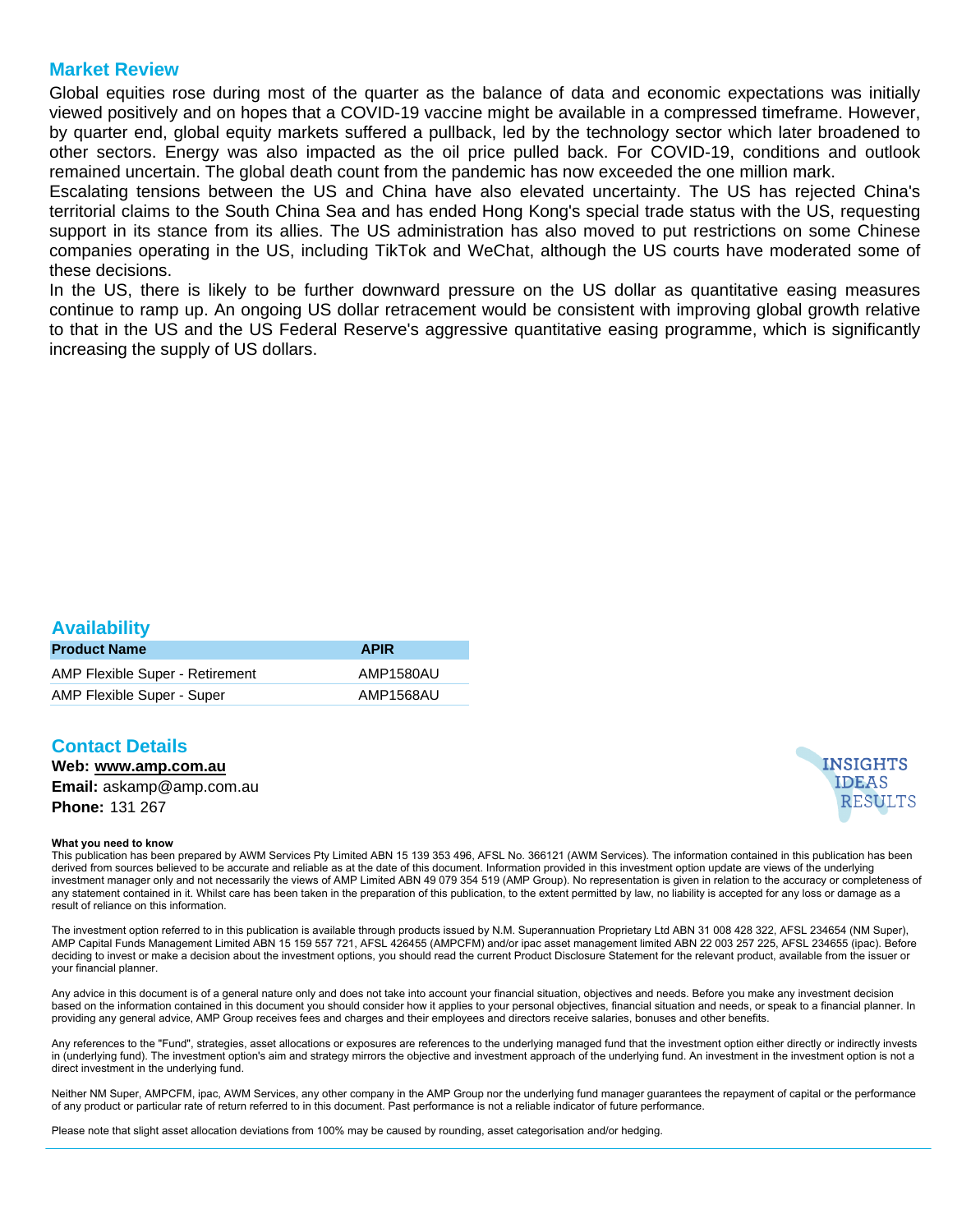## Market Review

Global equities rose during most of the quarter as the balance of data and economic expectations was initially viewed positively and on hopes that a COVID-19 vaccine might be available in a compressed timeframe. However, by quarter end, global equity markets suffered a pullback, led by the technology sector which later broadened to other sectors. Energy was also impacted as the oil price pulled back. For COVID-19, conditions and outlook remained uncertain. The global death count from the pandemic has now exceeded the one million mark.

Escalating tensions between the US and China have also elevated uncertainty. The US has rejected China's territorial claims to the South China Sea and has ended Hong Kong's special trade status with the US, requesting support in its stance from its allies. The US administration has also moved to put restrictions on some Chinese companies operating in the US, including TikTok and WeChat, although the US courts have moderated some of these decisions.

In the US, there is likely to be further downward pressure on the US dollar as quantitative easing measures continue to ramp up. An ongoing US dollar retracement would be consistent with improving global growth relative to that in the US and the US Federal Reserve's aggressive quantitative easing programme, which is significantly increasing the supply of US dollars.

## Availability

| Product Name | APIR |
|---|---|
| AMP Flexible Super - Retirement | AMP1580AU |
| AMP Flexible Super - Super | AMP1568AU |

## Contact Details

**Web:** **www.amp.com.au**
**Email:** askamp@amp.com.au
**Phone:** 131 267

INSIGHTS
IDEAS
RESULTS

**What you need to know**

This publication has been prepared by AWM Services Pty Limited ABN 15 139 353 496, AFSL No. 366121 (AWM Services). The information contained in this publication has been derived from sources believed to be accurate and reliable as at the date of this document. Information provided in this investment option update are views of the underlying investment manager only and not necessarily the views of AMP Limited ABN 49 079 354 519 (AMP Group). No representation is given in relation to the accuracy or completeness of any statement contained in it. Whilst care has been taken in the preparation of this publication, to the extent permitted by law, no liability is accepted for any loss or damage as a result of reliance on this information.

The investment option referred to in this publication is available through products issued by N.M. Superannuation Proprietary Ltd ABN 31 008 428 322, AFSL 234654 (NM Super), AMP Capital Funds Management Limited ABN 15 159 557 721, AFSL 426455 (AMPCFM) and/or ipac asset management limited ABN 22 003 257 225, AFSL 234655 (ipac). Before deciding to invest or make a decision about the investment options, you should read the current Product Disclosure Statement for the relevant product, available from the issuer or your financial planner.

Any advice in this document is of a general nature only and does not take into account your financial situation, objectives and needs. Before you make any investment decision based on the information contained in this document you should consider how it applies to your personal objectives, financial situation and needs, or speak to a financial planner. In providing any general advice, AMP Group receives fees and charges and their employees and directors receive salaries, bonuses and other benefits.

Any references to the "Fund", strategies, asset allocations or exposures are references to the underlying managed fund that the investment option either directly or indirectly invests in (underlying fund). The investment option's aim and strategy mirrors the objective and investment approach of the underlying fund. An investment in the investment option is not a direct investment in the underlying fund.

Neither NM Super, AMPCFM, ipac, AWM Services, any other company in the AMP Group nor the underlying fund manager guarantees the repayment of capital or the performance of any product or particular rate of return referred to in this document. Past performance is not a reliable indicator of future performance.

Please note that slight asset allocation deviations from 100% may be caused by rounding, asset categorisation and/or hedging.